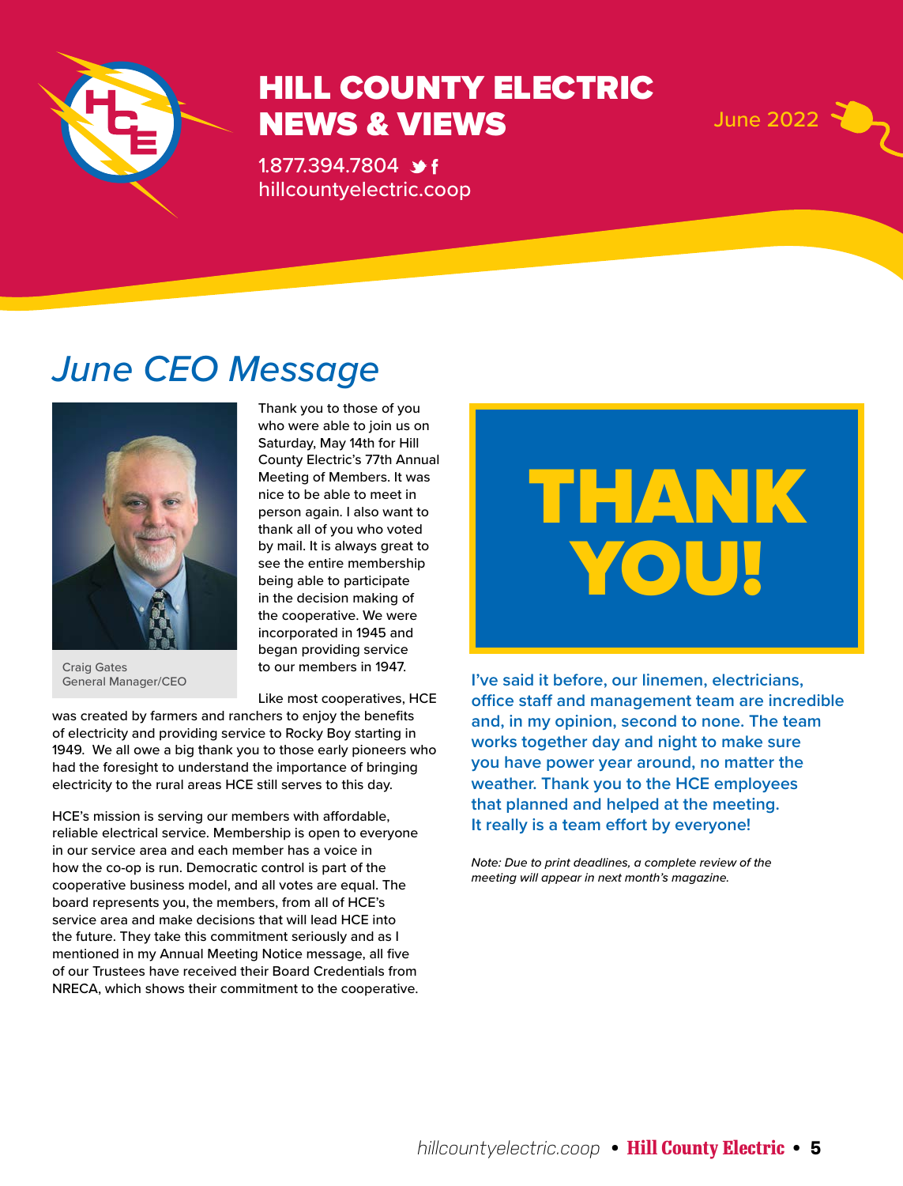# HILL COUNTY ELECTRIC NEWS & VIEWS

1.877.394.7804

hillcountyelectric.coop

June 2022

## June CEO Message

Craig Gates
General Manager/CEO

Thank you to those of you who were able to join us on Saturday, May 14th for Hill County Electric's 77th Annual Meeting of Members. It was nice to be able to meet in person again. I also want to thank all of you who voted by mail. It is always great to see the entire membership being able to participate in the decision making of the cooperative. We were incorporated in 1945 and began providing service to our members in 1947.

Like most cooperatives, HCE was created by farmers and ranchers to enjoy the benefits of electricity and providing service to Rocky Boy starting in 1949. We all owe a big thank you to those early pioneers who had the foresight to understand the importance of bringing electricity to the rural areas HCE still serves to this day.

HCE's mission is serving our members with affordable, reliable electrical service. Membership is open to everyone in our service area and each member has a voice in how the co-op is run. Democratic control is part of the cooperative business model, and all votes are equal. The board represents you, the members, from all of HCE's service area and make decisions that will lead HCE into the future. They take this commitment seriously and as I mentioned in my Annual Meeting Notice message, all five of our Trustees have received their Board Credentials from NRECA, which shows their commitment to the cooperative.

**THANK YOU!**

**I've said it before, our linemen, electricians, office staff and management team are incredible and, in my opinion, second to none. The team works together day and night to make sure you have power year around, no matter the weather. Thank you to the HCE employees that planned and helped at the meeting. It really is a team effort by everyone!**

*Note: Due to print deadlines, a complete review of the meeting will appear in next month's magazine.*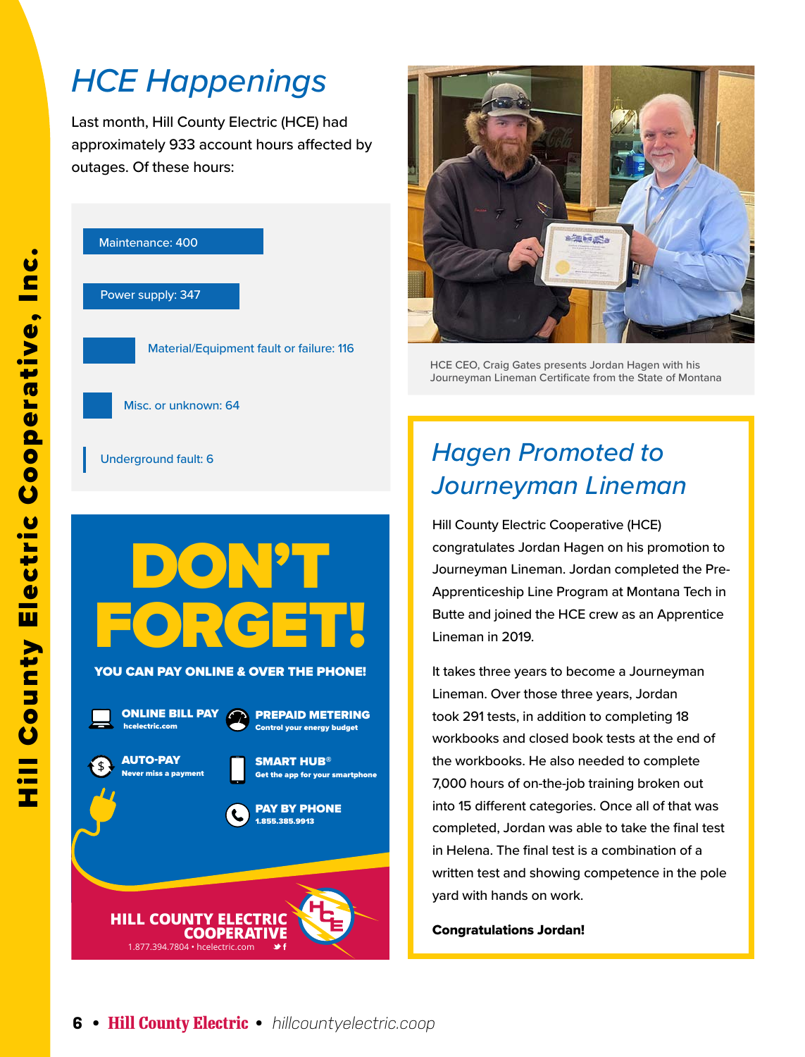# HCE Happenings

Last month, Hill County Electric (HCE) had approximately 933 account hours affected by outages. Of these hours:

- Maintenance: 400
- Power supply: 347
- Material/Equipment fault or failure: 116
- Misc. or unknown: 64
- Underground fault: 6

# DON'T FORGET!

**YOU CAN PAY ONLINE & OVER THE PHONE!**

- **ONLINE BILL PAY** hcelectric.com
- **PREPAID METERING** Control your energy budget
- **AUTO-PAY** Never miss a payment
- **SMART HUB®** Get the app for your smartphone
- **PAY BY PHONE** 1.855.385.9913

**HILL COUNTY ELECTRIC COOPERATIVE**
1.877.394.7804 • hcelectric.com

HCE CEO, Craig Gates presents Jordan Hagen with his Journeyman Lineman Certificate from the State of Montana

## Hagen Promoted to Journeyman Lineman

Hill County Electric Cooperative (HCE) congratulates Jordan Hagen on his promotion to Journeyman Lineman. Jordan completed the Pre-Apprenticeship Line Program at Montana Tech in Butte and joined the HCE crew as an Apprentice Lineman in 2019.

It takes three years to become a Journeyman Lineman. Over those three years, Jordan took 291 tests, in addition to completing 18 workbooks and closed book tests at the end of the workbooks. He also needed to complete 7,000 hours of on-the-job training broken out into 15 different categories. Once all of that was completed, Jordan was able to take the final test in Helena. The final test is a combination of a written test and showing competence in the pole yard with hands on work.

**Congratulations Jordan!**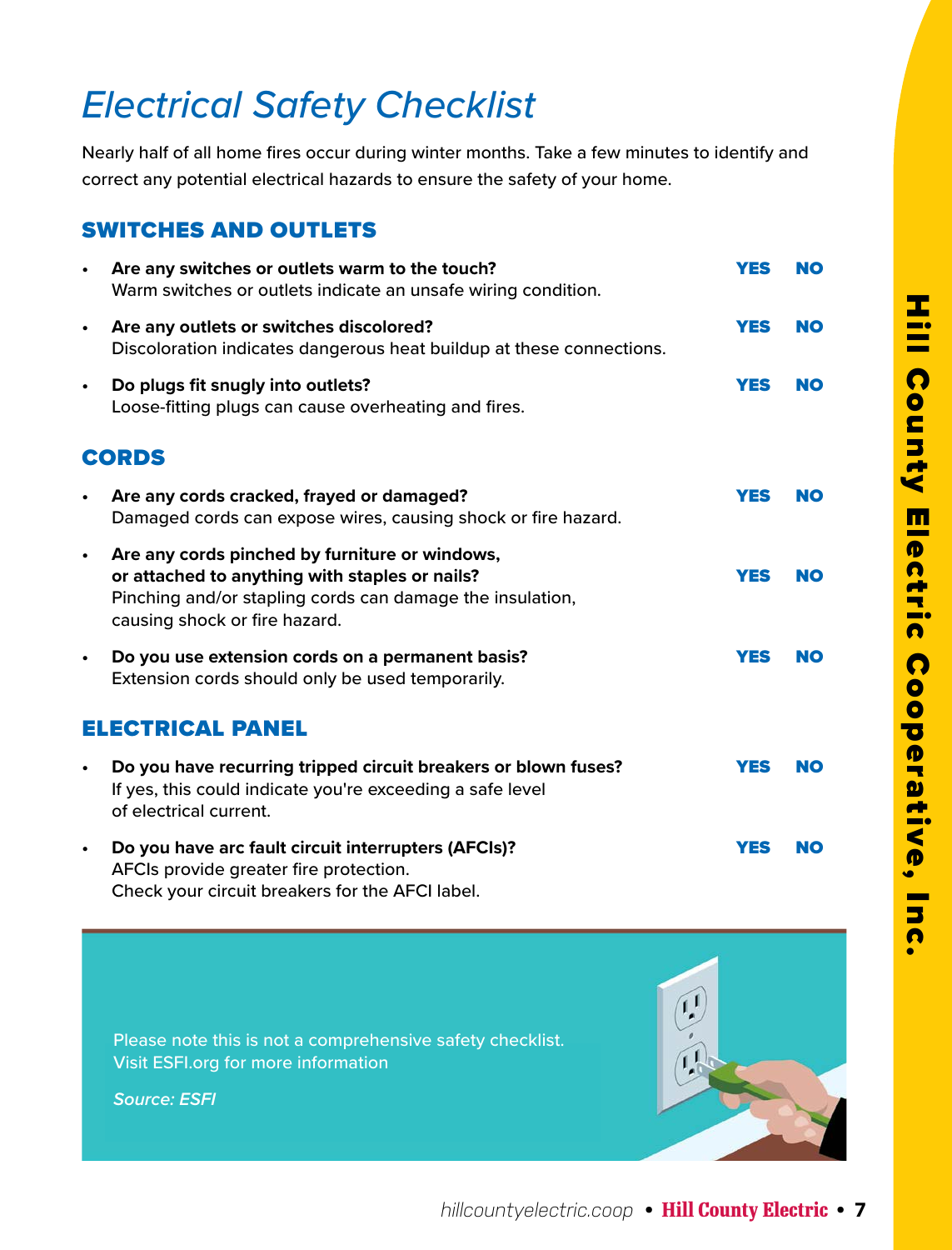# *Electrical Safety Checklist*

Nearly half of all home fires occur during winter months. Take a few minutes to identify and correct any potential electrical hazards to ensure the safety of your home.

## SWITCHES AND OUTLETS

- **Are any switches or outlets warm to the touch?** **YES NO**
  Warm switches or outlets indicate an unsafe wiring condition.
- **Are any outlets or switches discolored?** **YES NO**
  Discoloration indicates dangerous heat buildup at these connections.
- **Do plugs fit snugly into outlets?** **YES NO**
  Loose-fitting plugs can cause overheating and fires.

## CORDS

- **Are any cords cracked, frayed or damaged?** **YES NO**
  Damaged cords can expose wires, causing shock or fire hazard.
- **Are any cords pinched by furniture or windows, or attached to anything with staples or nails?** **YES NO**
  Pinching and/or stapling cords can damage the insulation, causing shock or fire hazard.
- **Do you use extension cords on a permanent basis?** **YES NO**
  Extension cords should only be used temporarily.

## ELECTRICAL PANEL

- **Do you have recurring tripped circuit breakers or blown fuses?** **YES NO**
  If yes, this could indicate you're exceeding a safe level of electrical current.
- **Do you have arc fault circuit interrupters (AFCIs)?** **YES NO**
  AFCIs provide greater fire protection.
  Check your circuit breakers for the AFCI label.

Please note this is not a comprehensive safety checklist. Visit ESFI.org for more information

***Source: ESFI***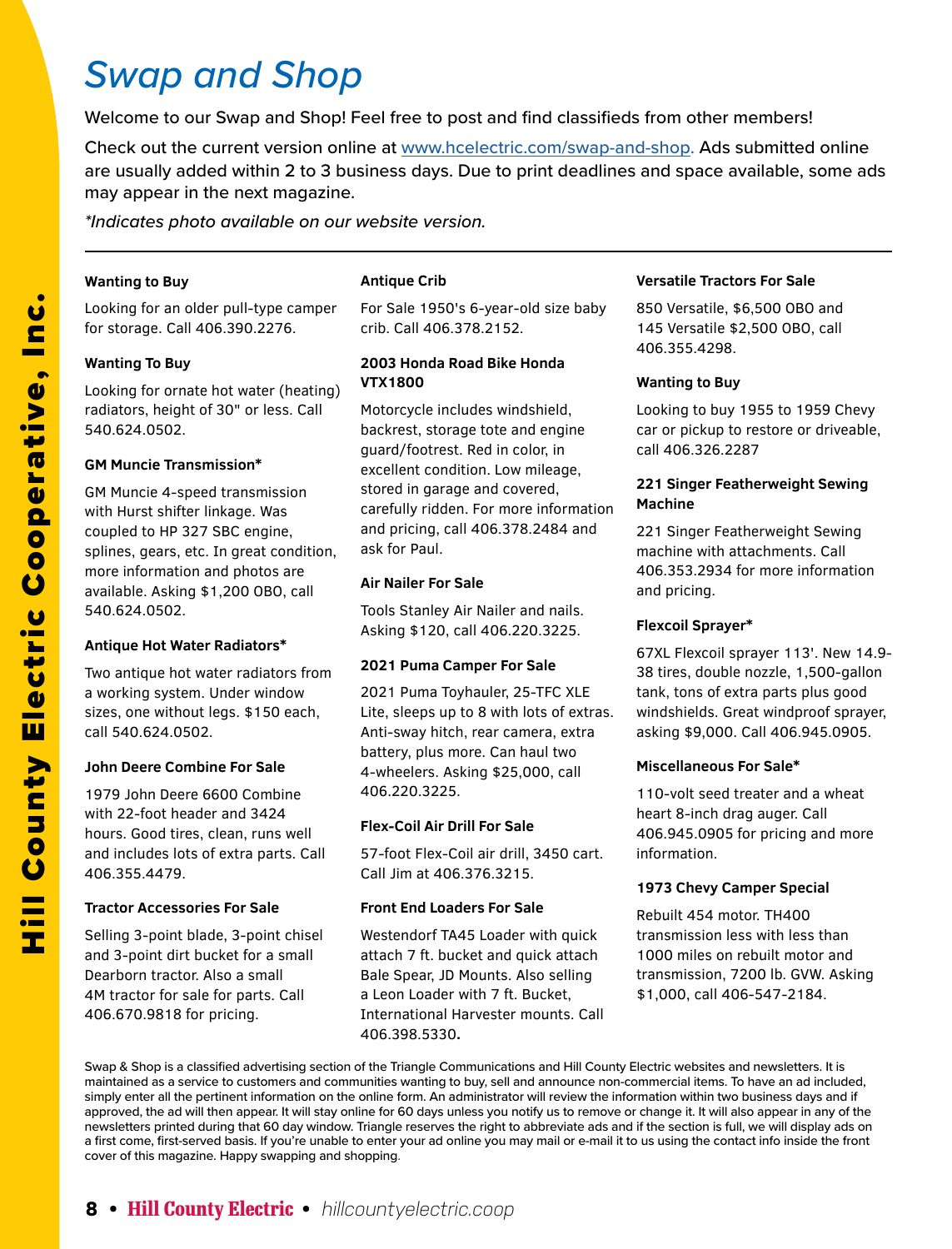# Swap and Shop

Welcome to our Swap and Shop! Feel free to post and find classifieds from other members!

Check out the current version online at www.hcelectric.com/swap-and-shop. Ads submitted online are usually added within 2 to 3 business days. Due to print deadlines and space available, some ads may appear in the next magazine.

*\*Indicates photo available on our website version.*

---

**Wanting to Buy**

Looking for an older pull-type camper for storage. Call 406.390.2276.

**Wanting To Buy**

Looking for ornate hot water (heating) radiators, height of 30" or less. Call 540.624.0502.

**GM Muncie Transmission***

GM Muncie 4-speed transmission with Hurst shifter linkage. Was coupled to HP 327 SBC engine, splines, gears, etc. In great condition, more information and photos are available. Asking $1,200 OBO, call 540.624.0502.

**Antique Hot Water Radiators***

Two antique hot water radiators from a working system. Under window sizes, one without legs. $150 each, call 540.624.0502.

**John Deere Combine For Sale**

1979 John Deere 6600 Combine with 22-foot header and 3424 hours. Good tires, clean, runs well and includes lots of extra parts. Call 406.355.4479.

**Tractor Accessories For Sale**

Selling 3-point blade, 3-point chisel and 3-point dirt bucket for a small Dearborn tractor. Also a small 4M tractor for sale for parts. Call 406.670.9818 for pricing.

**Antique Crib**

For Sale 1950's 6-year-old size baby crib. Call 406.378.2152.

**2003 Honda Road Bike Honda VTX1800**

Motorcycle includes windshield, backrest, storage tote and engine guard/footrest. Red in color, in excellent condition. Low mileage, stored in garage and covered, carefully ridden. For more information and pricing, call 406.378.2484 and ask for Paul.

**Air Nailer For Sale**

Tools Stanley Air Nailer and nails. Asking $120, call 406.220.3225.

**2021 Puma Camper For Sale**

2021 Puma Toyhauler, 25-TFC XLE Lite, sleeps up to 8 with lots of extras. Anti-sway hitch, rear camera, extra battery, plus more. Can haul two 4-wheelers. Asking $25,000, call 406.220.3225.

**Flex-Coil Air Drill For Sale**

57-foot Flex-Coil air drill, 3450 cart. Call Jim at 406.376.3215.

**Front End Loaders For Sale**

Westendorf TA45 Loader with quick attach 7 ft. bucket and quick attach Bale Spear, JD Mounts. Also selling a Leon Loader with 7 ft. Bucket, International Harvester mounts. Call 406.398.5330.

**Versatile Tractors For Sale**

850 Versatile, $6,500 OBO and 145 Versatile $2,500 OBO, call 406.355.4298.

**Wanting to Buy**

Looking to buy 1955 to 1959 Chevy car or pickup to restore or driveable, call 406.326.2287

**221 Singer Featherweight Sewing Machine**

221 Singer Featherweight Sewing machine with attachments. Call 406.353.2934 for more information and pricing.

**Flexcoil Sprayer***

67XL Flexcoil sprayer 113'. New 14.9-38 tires, double nozzle, 1,500-gallon tank, tons of extra parts plus good windshields. Great windproof sprayer, asking $9,000. Call 406.945.0905.

**Miscellaneous For Sale***

110-volt seed treater and a wheat heart 8-inch drag auger. Call 406.945.0905 for pricing and more information.

**1973 Chevy Camper Special**

Rebuilt 454 motor. TH400 transmission less with less than 1000 miles on rebuilt motor and transmission, 7200 lb. GVW. Asking $1,000, call 406-547-2184.

Swap & Shop is a classified advertising section of the Triangle Communications and Hill County Electric websites and newsletters. It is maintained as a service to customers and communities wanting to buy, sell and announce non-commercial items. To have an ad included, simply enter all the pertinent information on the online form. An administrator will review the information within two business days and if approved, the ad will then appear. It will stay online for 60 days unless you notify us to remove or change it. It will also appear in any of the newsletters printed during that 60 day window. Triangle reserves the right to abbreviate ads and if the section is full, we will display ads on a first come, first-served basis. If you're unable to enter your ad online you may mail or e-mail it to us using the contact info inside the front cover of this magazine. Happy swapping and shopping.